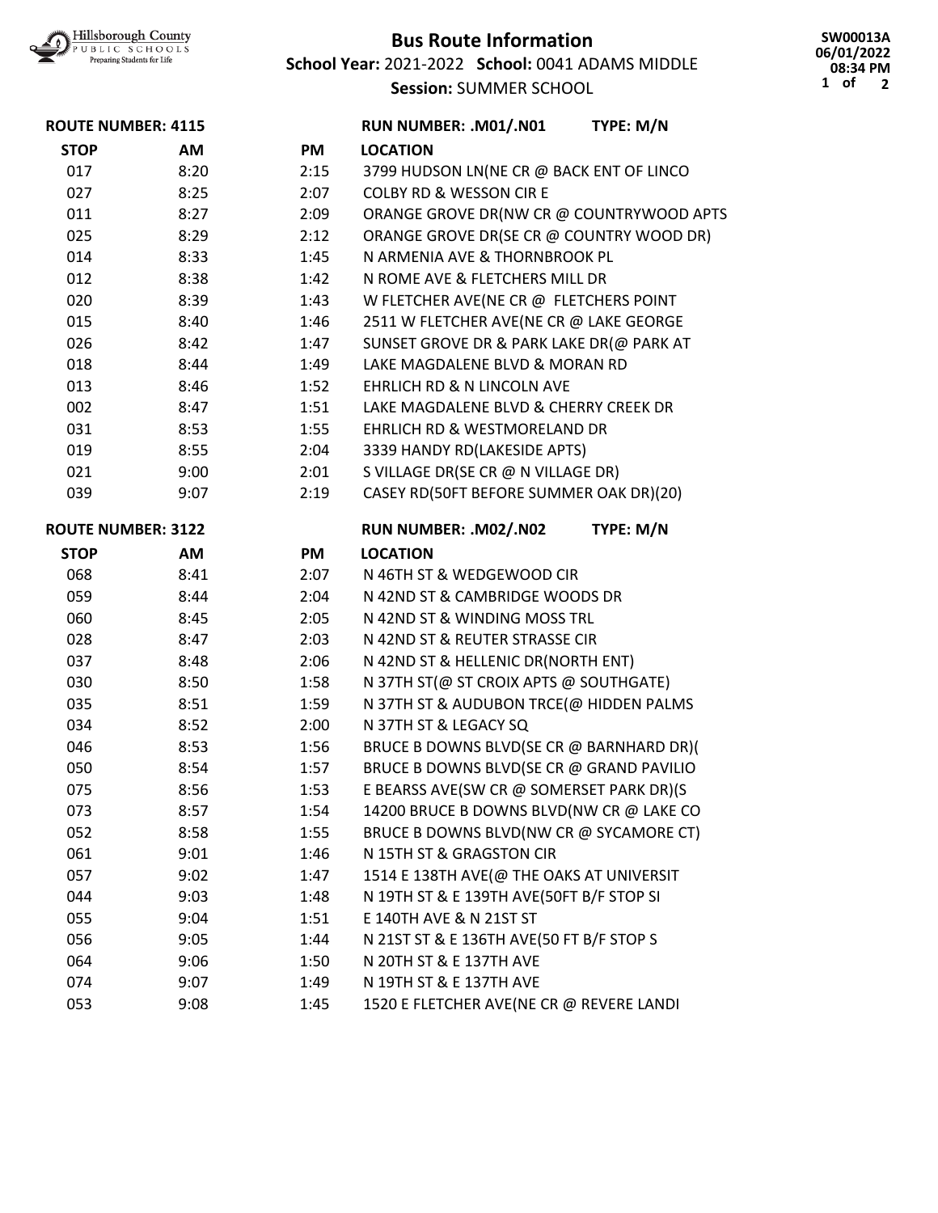Hillsborough County PUBLIC SCHOOLS Preparing Students for Life

# Bus Route Information

**School Year:** 2021-2022 **School:** 0041 ADAMS MIDDLE

**Session:** SUMMER SCHOOL

SW00013A
06/01/2022
08:34 PM

**ROUTE NUMBER: 4115** **RUN NUMBER: .M01/.N01** **TYPE: M/N**

| STOP | AM | PM | LOCATION |
|---|---|---|---|
| 017 | 8:20 | 2:15 | 3799 HUDSON LN(NE CR @ BACK ENT OF LINCO |
| 027 | 8:25 | 2:07 | COLBY RD & WESSON CIR E |
| 011 | 8:27 | 2:09 | ORANGE GROVE DR(NW CR @ COUNTRYWOOD APTS |
| 025 | 8:29 | 2:12 | ORANGE GROVE DR(SE CR @ COUNTRY WOOD DR) |
| 014 | 8:33 | 1:45 | N ARMENIA AVE & THORNBROOK PL |
| 012 | 8:38 | 1:42 | N ROME AVE & FLETCHERS MILL DR |
| 020 | 8:39 | 1:43 | W FLETCHER AVE(NE CR @ FLETCHERS POINT |
| 015 | 8:40 | 1:46 | 2511 W FLETCHER AVE(NE CR @ LAKE GEORGE |
| 026 | 8:42 | 1:47 | SUNSET GROVE DR & PARK LAKE DR(@ PARK AT |
| 018 | 8:44 | 1:49 | LAKE MAGDALENE BLVD & MORAN RD |
| 013 | 8:46 | 1:52 | EHRLICH RD & N LINCOLN AVE |
| 002 | 8:47 | 1:51 | LAKE MAGDALENE BLVD & CHERRY CREEK DR |
| 031 | 8:53 | 1:55 | EHRLICH RD & WESTMORELAND DR |
| 019 | 8:55 | 2:04 | 3339 HANDY RD(LAKESIDE APTS) |
| 021 | 9:00 | 2:01 | S VILLAGE DR(SE CR @ N VILLAGE DR) |
| 039 | 9:07 | 2:19 | CASEY RD(50FT BEFORE SUMMER OAK DR)(20) |

**ROUTE NUMBER: 3122** **RUN NUMBER: .M02/.N02** **TYPE: M/N**

| STOP | AM | PM | LOCATION |
|---|---|---|---|
| 068 | 8:41 | 2:07 | N 46TH ST & WEDGEWOOD CIR |
| 059 | 8:44 | 2:04 | N 42ND ST & CAMBRIDGE WOODS DR |
| 060 | 8:45 | 2:05 | N 42ND ST & WINDING MOSS TRL |
| 028 | 8:47 | 2:03 | N 42ND ST & REUTER STRASSE CIR |
| 037 | 8:48 | 2:06 | N 42ND ST & HELLENIC DR(NORTH ENT) |
| 030 | 8:50 | 1:58 | N 37TH ST(@ ST CROIX APTS @ SOUTHGATE) |
| 035 | 8:51 | 1:59 | N 37TH ST & AUDUBON TRCE(@ HIDDEN PALMS |
| 034 | 8:52 | 2:00 | N 37TH ST & LEGACY SQ |
| 046 | 8:53 | 1:56 | BRUCE B DOWNS BLVD(SE CR @ BARNHARD DR)( |
| 050 | 8:54 | 1:57 | BRUCE B DOWNS BLVD(SE CR @ GRAND PAVILIO |
| 075 | 8:56 | 1:53 | E BEARSS AVE(SW CR @ SOMERSET PARK DR)(S |
| 073 | 8:57 | 1:54 | 14200 BRUCE B DOWNS BLVD(NW CR @ LAKE CO |
| 052 | 8:58 | 1:55 | BRUCE B DOWNS BLVD(NW CR @ SYCAMORE CT) |
| 061 | 9:01 | 1:46 | N 15TH ST & GRAGSTON CIR |
| 057 | 9:02 | 1:47 | 1514 E 138TH AVE(@ THE OAKS AT UNIVERSIT |
| 044 | 9:03 | 1:48 | N 19TH ST & E 139TH AVE(50FT B/F STOP SI |
| 055 | 9:04 | 1:51 | E 140TH AVE & N 21ST ST |
| 056 | 9:05 | 1:44 | N 21ST ST & E 136TH AVE(50 FT B/F STOP S |
| 064 | 9:06 | 1:50 | N 20TH ST & E 137TH AVE |
| 074 | 9:07 | 1:49 | N 19TH ST & E 137TH AVE |
| 053 | 9:08 | 1:45 | 1520 E FLETCHER AVE(NE CR @ REVERE LANDI |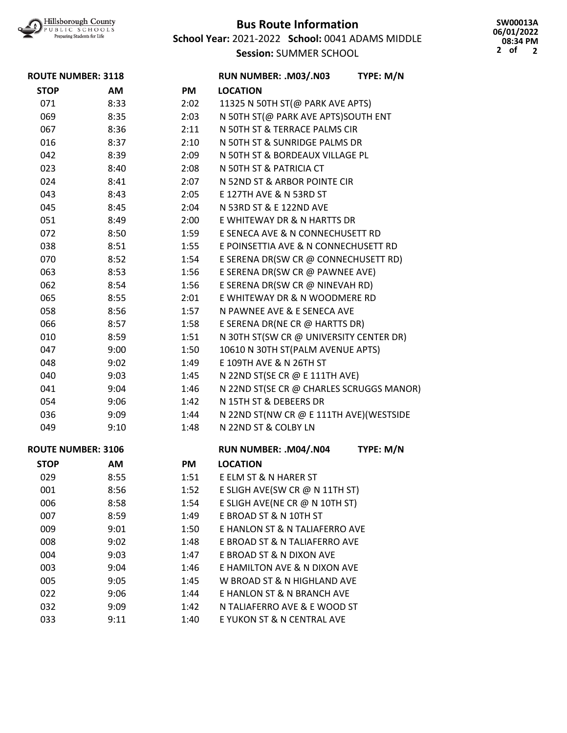# Bus Route Information

**School Year:** 2021-2022 **School:** 0041 ADAMS MIDDLE

**Session:** SUMMER SCHOOL

SW00013A
06/01/2022
08:34 PM

**ROUTE NUMBER: 3118** **RUN NUMBER: .M03/.N03** **TYPE: M/N**

| STOP | AM | PM | LOCATION |
|---|---|---|---|
| 071 | 8:33 | 2:02 | 11325 N 50TH ST(@ PARK AVE APTS) |
| 069 | 8:35 | 2:03 | N 50TH ST(@ PARK AVE APTS)SOUTH ENT |
| 067 | 8:36 | 2:11 | N 50TH ST & TERRACE PALMS CIR |
| 016 | 8:37 | 2:10 | N 50TH ST & SUNRIDGE PALMS DR |
| 042 | 8:39 | 2:09 | N 50TH ST & BORDEAUX VILLAGE PL |
| 023 | 8:40 | 2:08 | N 50TH ST & PATRICIA CT |
| 024 | 8:41 | 2:07 | N 52ND ST & ARBOR POINTE CIR |
| 043 | 8:43 | 2:05 | E 127TH AVE & N 53RD ST |
| 045 | 8:45 | 2:04 | N 53RD ST & E 122ND AVE |
| 051 | 8:49 | 2:00 | E WHITEWAY DR & N HARTTS DR |
| 072 | 8:50 | 1:59 | E SENECA AVE & N CONNECHUSETT RD |
| 038 | 8:51 | 1:55 | E POINSETTIA AVE & N CONNECHUSETT RD |
| 070 | 8:52 | 1:54 | E SERENA DR(SW CR @ CONNECHUSETT RD) |
| 063 | 8:53 | 1:56 | E SERENA DR(SW CR @ PAWNEE AVE) |
| 062 | 8:54 | 1:56 | E SERENA DR(SW CR @ NINEVAH RD) |
| 065 | 8:55 | 2:01 | E WHITEWAY DR & N WOODMERE RD |
| 058 | 8:56 | 1:57 | N PAWNEE AVE & E SENECA AVE |
| 066 | 8:57 | 1:58 | E SERENA DR(NE CR @ HARTTS DR) |
| 010 | 8:59 | 1:51 | N 30TH ST(SW CR @ UNIVERSITY CENTER DR) |
| 047 | 9:00 | 1:50 | 10610 N 30TH ST(PALM AVENUE APTS) |
| 048 | 9:02 | 1:49 | E 109TH AVE & N 26TH ST |
| 040 | 9:03 | 1:45 | N 22ND ST(SE CR @ E 111TH AVE) |
| 041 | 9:04 | 1:46 | N 22ND ST(SE CR @ CHARLES SCRUGGS MANOR) |
| 054 | 9:06 | 1:42 | N 15TH ST & DEBEERS DR |
| 036 | 9:09 | 1:44 | N 22ND ST(NW CR @ E 111TH AVE)(WESTSIDE |
| 049 | 9:10 | 1:48 | N 22ND ST & COLBY LN |

**ROUTE NUMBER: 3106** **RUN NUMBER: .M04/.N04** **TYPE: M/N**

| STOP | AM | PM | LOCATION |
|---|---|---|---|
| 029 | 8:55 | 1:51 | E ELM ST & N HARER ST |
| 001 | 8:56 | 1:52 | E SLIGH AVE(SW CR @ N 11TH ST) |
| 006 | 8:58 | 1:54 | E SLIGH AVE(NE CR @ N 10TH ST) |
| 007 | 8:59 | 1:49 | E BROAD ST & N 10TH ST |
| 009 | 9:01 | 1:50 | E HANLON ST & N TALIAFERRO AVE |
| 008 | 9:02 | 1:48 | E BROAD ST & N TALIAFERRO AVE |
| 004 | 9:03 | 1:47 | E BROAD ST & N DIXON AVE |
| 003 | 9:04 | 1:46 | E HAMILTON AVE & N DIXON AVE |
| 005 | 9:05 | 1:45 | W BROAD ST & N HIGHLAND AVE |
| 022 | 9:06 | 1:44 | E HANLON ST & N BRANCH AVE |
| 032 | 9:09 | 1:42 | N TALIAFERRO AVE & E WOOD ST |
| 033 | 9:11 | 1:40 | E YUKON ST & N CENTRAL AVE |